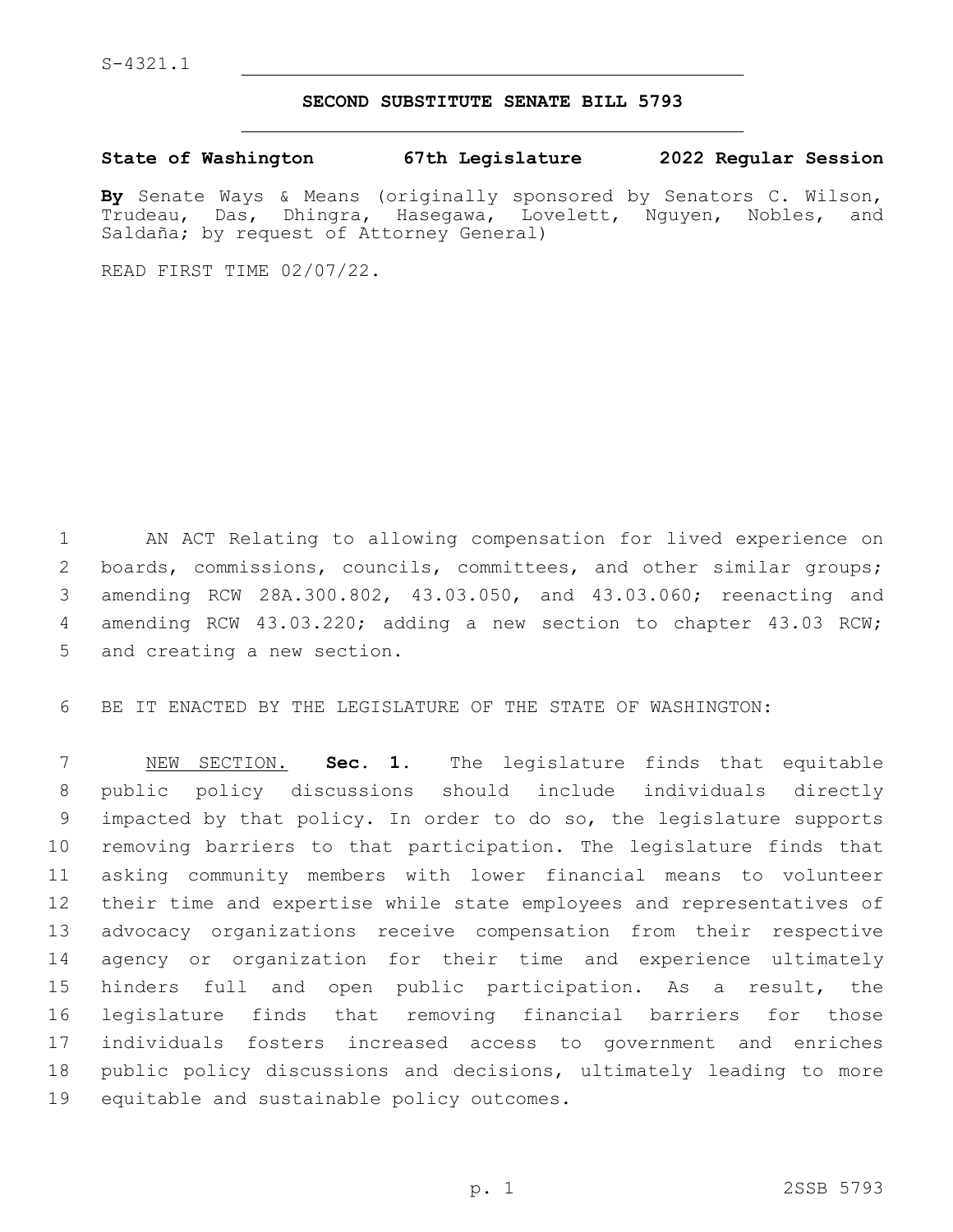S-4321.1

# SECOND SUBSTITUTE SENATE BILL 5793

**State of Washington 67th Legislature 2022 Regular Session**

**By** Senate Ways & Means (originally sponsored by Senators C. Wilson, Trudeau, Das, Dhingra, Hasegawa, Lovelett, Nguyen, Nobles, and Saldaña; by request of Attorney General)

READ FIRST TIME 02/07/22.

AN ACT Relating to allowing compensation for lived experience on boards, commissions, councils, committees, and other similar groups; amending RCW 28A.300.802, 43.03.050, and 43.03.060; reenacting and amending RCW 43.03.220; adding a new section to chapter 43.03 RCW; and creating a new section.

BE IT ENACTED BY THE LEGISLATURE OF THE STATE OF WASHINGTON:

NEW SECTION. **Sec. 1.** The legislature finds that equitable public policy discussions should include individuals directly impacted by that policy. In order to do so, the legislature supports removing barriers to that participation. The legislature finds that asking community members with lower financial means to volunteer their time and expertise while state employees and representatives of advocacy organizations receive compensation from their respective agency or organization for their time and experience ultimately hinders full and open public participation. As a result, the legislature finds that removing financial barriers for those individuals fosters increased access to government and enriches public policy discussions and decisions, ultimately leading to more equitable and sustainable policy outcomes.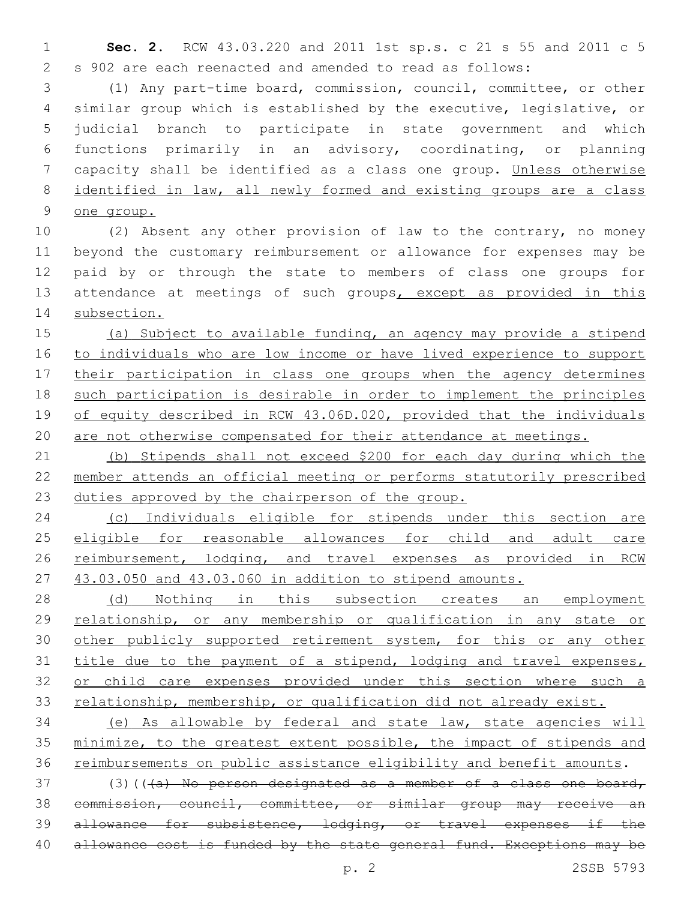**Sec. 2.** RCW 43.03.220 and 2011 1st sp.s. c 21 s 55 and 2011 c 5 s 902 are each reenacted and amended to read as follows:

(1) Any part-time board, commission, council, committee, or other similar group which is established by the executive, legislative, or judicial branch to participate in state government and which functions primarily in an advisory, coordinating, or planning capacity shall be identified as a class one group. Unless otherwise identified in law, all newly formed and existing groups are a class one group.

(2) Absent any other provision of law to the contrary, no money beyond the customary reimbursement or allowance for expenses may be paid by or through the state to members of class one groups for attendance at meetings of such groups, except as provided in this subsection.

(a) Subject to available funding, an agency may provide a stipend to individuals who are low income or have lived experience to support their participation in class one groups when the agency determines such participation is desirable in order to implement the principles of equity described in RCW 43.06D.020, provided that the individuals are not otherwise compensated for their attendance at meetings.

(b) Stipends shall not exceed $200 for each day during which the member attends an official meeting or performs statutorily prescribed duties approved by the chairperson of the group.

(c) Individuals eligible for stipends under this section are eligible for reasonable allowances for child and adult care reimbursement, lodging, and travel expenses as provided in RCW 43.03.050 and 43.03.060 in addition to stipend amounts.

(d) Nothing in this subsection creates an employment relationship, or any membership or qualification in any state or other publicly supported retirement system, for this or any other title due to the payment of a stipend, lodging and travel expenses, or child care expenses provided under this section where such a relationship, membership, or qualification did not already exist.

(e) As allowable by federal and state law, state agencies will minimize, to the greatest extent possible, the impact of stipends and reimbursements on public assistance eligibility and benefit amounts.

(3)(((a) No person designated as a member of a class one board, commission, council, committee, or similar group may receive an allowance for subsistence, lodging, or travel expenses if the allowance cost is funded by the state general fund. Exceptions may be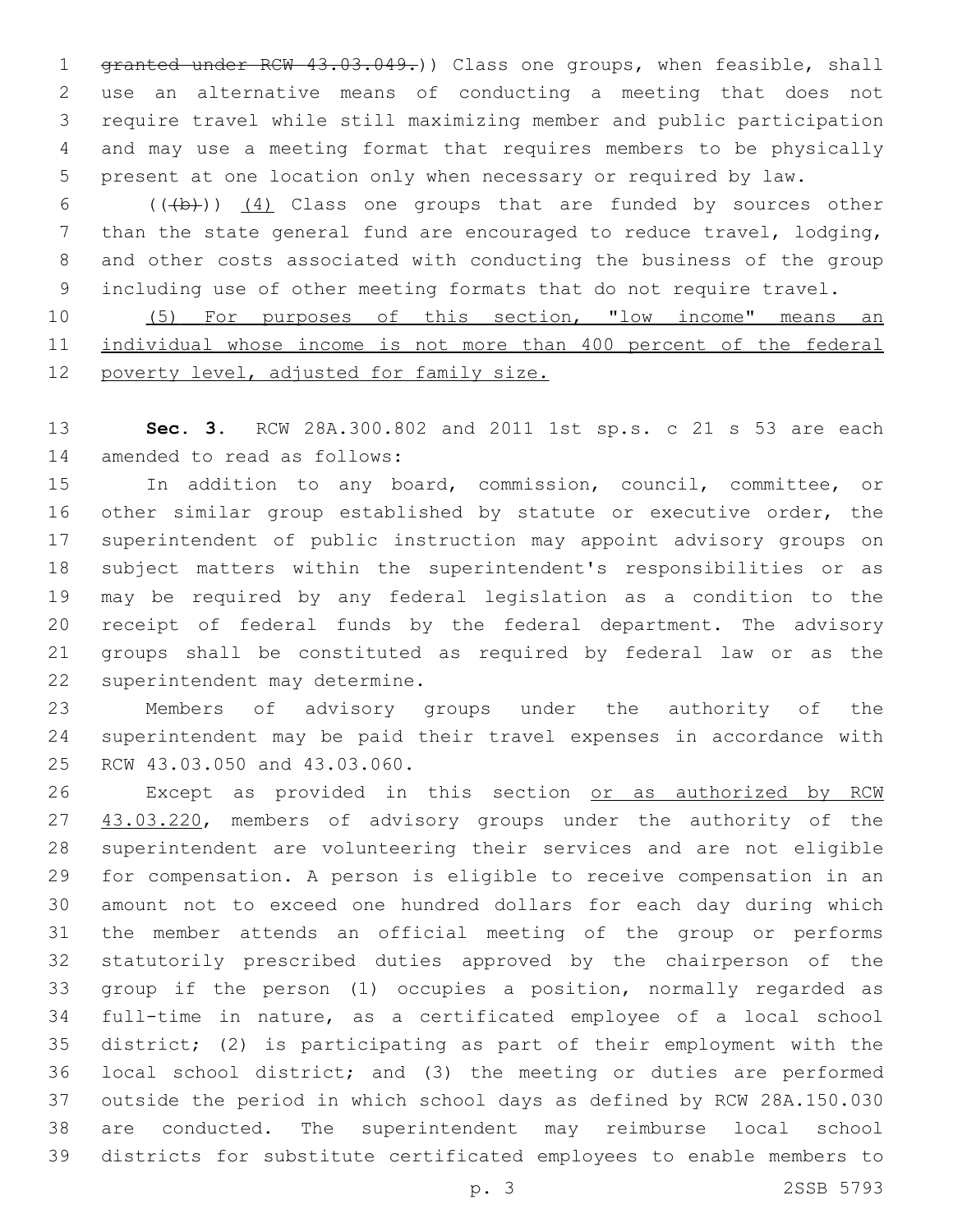~~granted under RCW 43.03.049.~~)) Class one groups, when feasible, shall use an alternative means of conducting a meeting that does not require travel while still maximizing member and public participation and may use a meeting format that requires members to be physically present at one location only when necessary or required by law.

((~~(b)~~)) <u>(4)</u> Class one groups that are funded by sources other than the state general fund are encouraged to reduce travel, lodging, and other costs associated with conducting the business of the group including use of other meeting formats that do not require travel.

<u>(5) For purposes of this section, "low income" means an individual whose income is not more than 400 percent of the federal poverty level, adjusted for family size.</u>

**Sec. 3.** RCW 28A.300.802 and 2011 1st sp.s. c 21 s 53 are each amended to read as follows:

In addition to any board, commission, council, committee, or other similar group established by statute or executive order, the superintendent of public instruction may appoint advisory groups on subject matters within the superintendent's responsibilities or as may be required by any federal legislation as a condition to the receipt of federal funds by the federal department. The advisory groups shall be constituted as required by federal law or as the superintendent may determine.

Members of advisory groups under the authority of the superintendent may be paid their travel expenses in accordance with RCW 43.03.050 and 43.03.060.

Except as provided in this section <u>or as authorized by RCW 43.03.220</u>, members of advisory groups under the authority of the superintendent are volunteering their services and are not eligible for compensation. A person is eligible to receive compensation in an amount not to exceed one hundred dollars for each day during which the member attends an official meeting of the group or performs statutorily prescribed duties approved by the chairperson of the group if the person (1) occupies a position, normally regarded as full-time in nature, as a certificated employee of a local school district; (2) is participating as part of their employment with the local school district; and (3) the meeting or duties are performed outside the period in which school days as defined by RCW 28A.150.030 are conducted. The superintendent may reimburse local school districts for substitute certificated employees to enable members to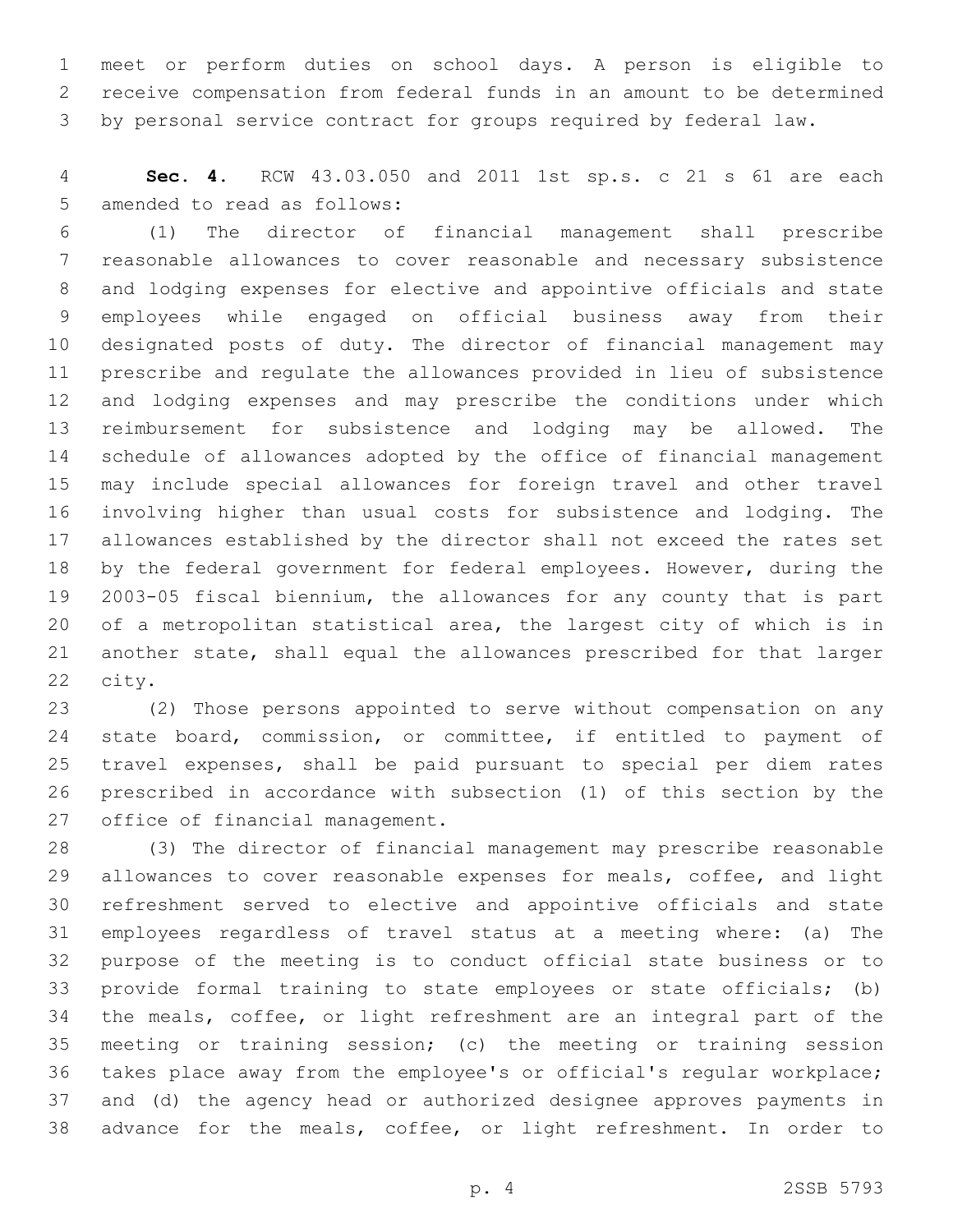meet or perform duties on school days. A person is eligible to receive compensation from federal funds in an amount to be determined by personal service contract for groups required by federal law.

**Sec. 4.** RCW 43.03.050 and 2011 1st sp.s. c 21 s 61 are each amended to read as follows:

(1) The director of financial management shall prescribe reasonable allowances to cover reasonable and necessary subsistence and lodging expenses for elective and appointive officials and state employees while engaged on official business away from their designated posts of duty. The director of financial management may prescribe and regulate the allowances provided in lieu of subsistence and lodging expenses and may prescribe the conditions under which reimbursement for subsistence and lodging may be allowed. The schedule of allowances adopted by the office of financial management may include special allowances for foreign travel and other travel involving higher than usual costs for subsistence and lodging. The allowances established by the director shall not exceed the rates set by the federal government for federal employees. However, during the 2003-05 fiscal biennium, the allowances for any county that is part of a metropolitan statistical area, the largest city of which is in another state, shall equal the allowances prescribed for that larger city.

(2) Those persons appointed to serve without compensation on any state board, commission, or committee, if entitled to payment of travel expenses, shall be paid pursuant to special per diem rates prescribed in accordance with subsection (1) of this section by the office of financial management.

(3) The director of financial management may prescribe reasonable allowances to cover reasonable expenses for meals, coffee, and light refreshment served to elective and appointive officials and state employees regardless of travel status at a meeting where: (a) The purpose of the meeting is to conduct official state business or to provide formal training to state employees or state officials; (b) the meals, coffee, or light refreshment are an integral part of the meeting or training session; (c) the meeting or training session takes place away from the employee's or official's regular workplace; and (d) the agency head or authorized designee approves payments in advance for the meals, coffee, or light refreshment. In order to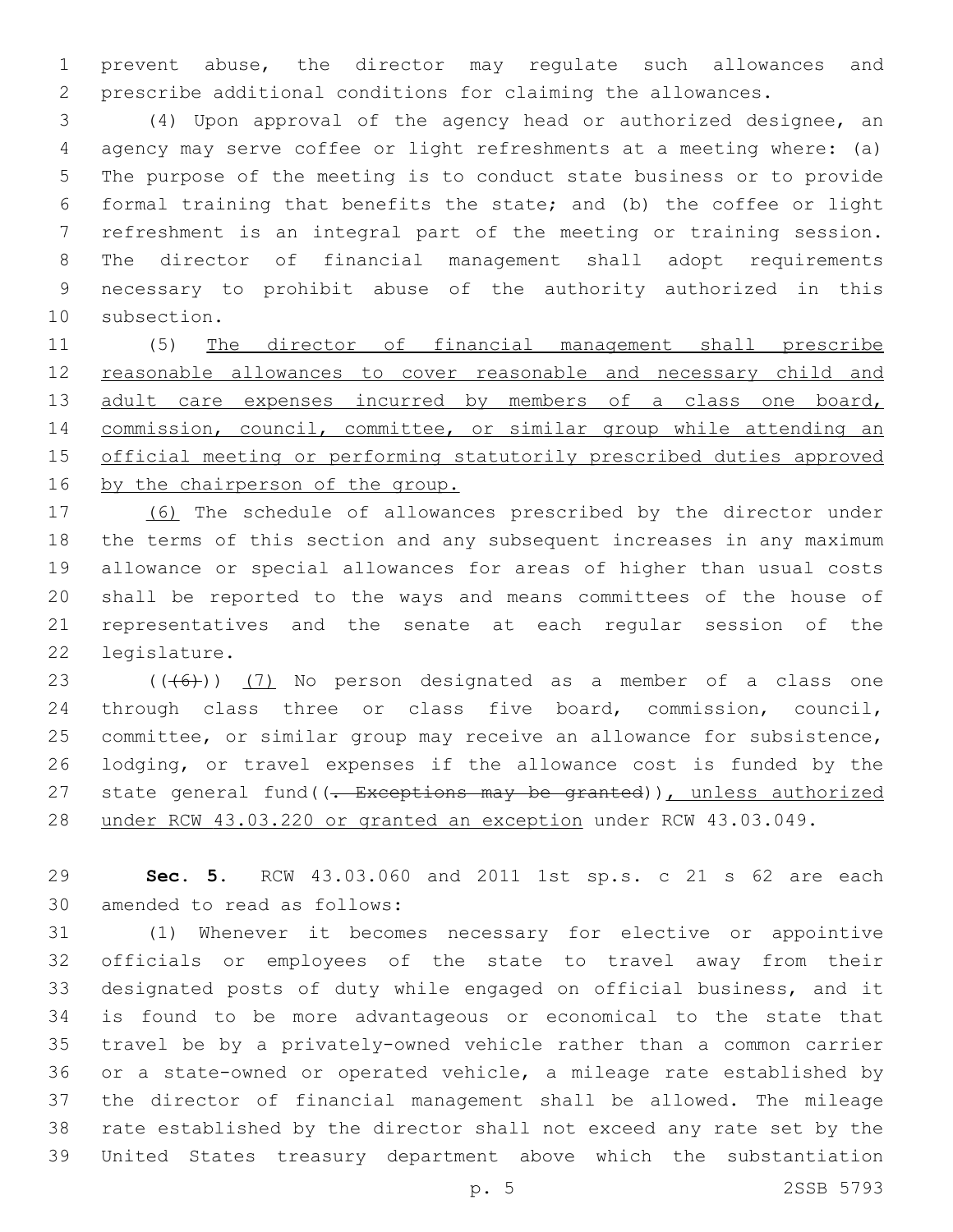prevent abuse, the director may regulate such allowances and prescribe additional conditions for claiming the allowances.

(4) Upon approval of the agency head or authorized designee, an agency may serve coffee or light refreshments at a meeting where: (a) The purpose of the meeting is to conduct state business or to provide formal training that benefits the state; and (b) the coffee or light refreshment is an integral part of the meeting or training session. The director of financial management shall adopt requirements necessary to prohibit abuse of the authority authorized in this subsection.

(5) <u>The director of financial management shall prescribe reasonable allowances to cover reasonable and necessary child and adult care expenses incurred by members of a class one board, commission, council, committee, or similar group while attending an official meeting or performing statutorily prescribed duties approved by the chairperson of the group.</u>

<u>(6)</u> The schedule of allowances prescribed by the director under the terms of this section and any subsequent increases in any maximum allowance or special allowances for areas of higher than usual costs shall be reported to the ways and means committees of the house of representatives and the senate at each regular session of the legislature.

((~~(6)~~)) <u>(7)</u> No person designated as a member of a class one through class three or class five board, commission, council, committee, or similar group may receive an allowance for subsistence, lodging, or travel expenses if the allowance cost is funded by the state general fund((~~. Exceptions may be granted~~))<u>, unless authorized under RCW 43.03.220 or granted an exception</u> under RCW 43.03.049.

**Sec. 5.** RCW 43.03.060 and 2011 1st sp.s. c 21 s 62 are each amended to read as follows:

(1) Whenever it becomes necessary for elective or appointive officials or employees of the state to travel away from their designated posts of duty while engaged on official business, and it is found to be more advantageous or economical to the state that travel be by a privately-owned vehicle rather than a common carrier or a state-owned or operated vehicle, a mileage rate established by the director of financial management shall be allowed. The mileage rate established by the director shall not exceed any rate set by the United States treasury department above which the substantiation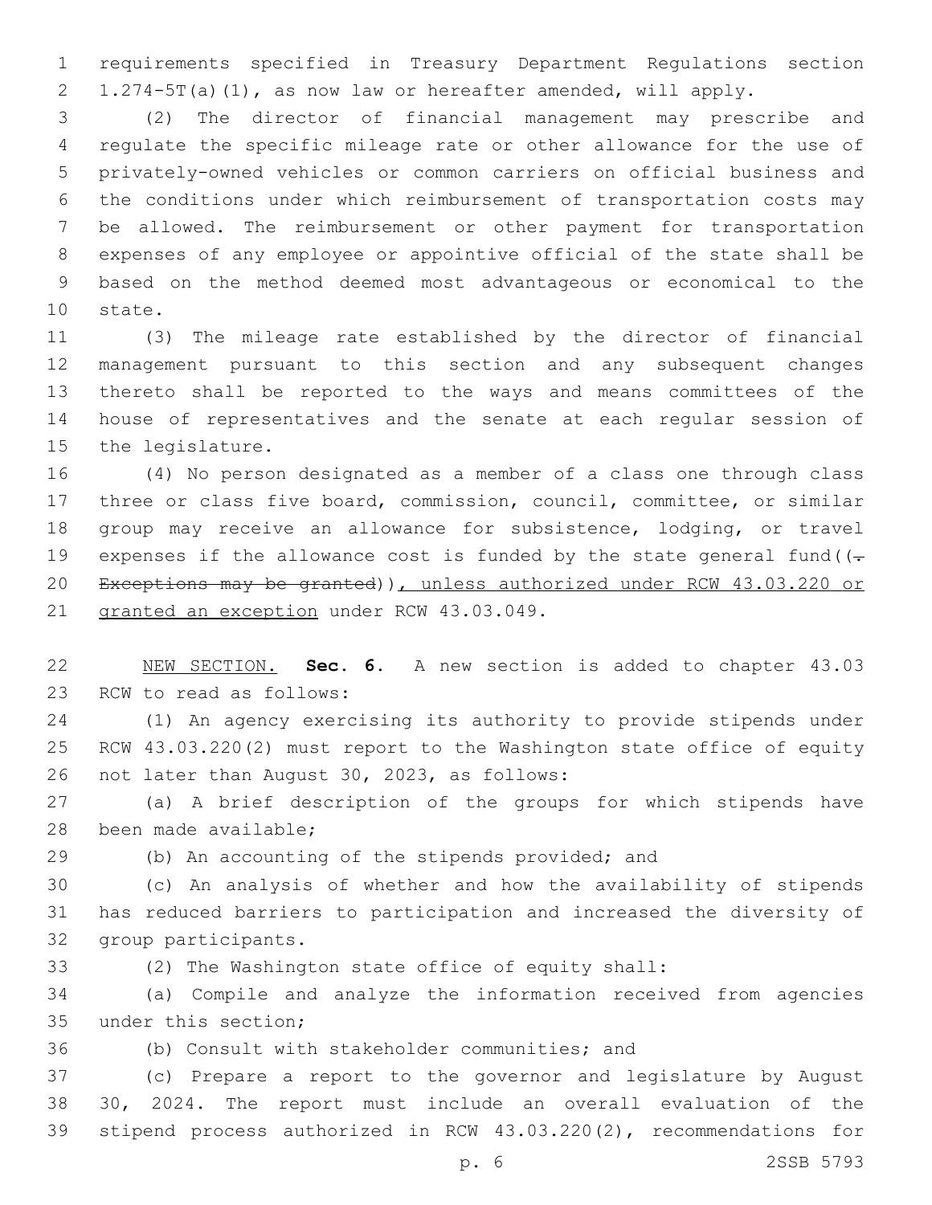requirements specified in Treasury Department Regulations section 1.274-5T(a)(1), as now law or hereafter amended, will apply.

(2) The director of financial management may prescribe and regulate the specific mileage rate or other allowance for the use of privately-owned vehicles or common carriers on official business and the conditions under which reimbursement of transportation costs may be allowed. The reimbursement or other payment for transportation expenses of any employee or appointive official of the state shall be based on the method deemed most advantageous or economical to the state.

(3) The mileage rate established by the director of financial management pursuant to this section and any subsequent changes thereto shall be reported to the ways and means committees of the house of representatives and the senate at each regular session of the legislature.

(4) No person designated as a member of a class one through class three or class five board, commission, council, committee, or similar group may receive an allowance for subsistence, lodging, or travel expenses if the allowance cost is funded by the state general fund((~~. Exceptions may be granted~~)), unless authorized under RCW 43.03.220 or granted an exception under RCW 43.03.049.

NEW SECTION. **Sec. 6.** A new section is added to chapter 43.03 RCW to read as follows:

(1) An agency exercising its authority to provide stipends under RCW 43.03.220(2) must report to the Washington state office of equity not later than August 30, 2023, as follows:

(a) A brief description of the groups for which stipends have been made available;

(b) An accounting of the stipends provided; and

(c) An analysis of whether and how the availability of stipends has reduced barriers to participation and increased the diversity of group participants.

(2) The Washington state office of equity shall:

(a) Compile and analyze the information received from agencies under this section;

(b) Consult with stakeholder communities; and

(c) Prepare a report to the governor and legislature by August 30, 2024. The report must include an overall evaluation of the stipend process authorized in RCW 43.03.220(2), recommendations for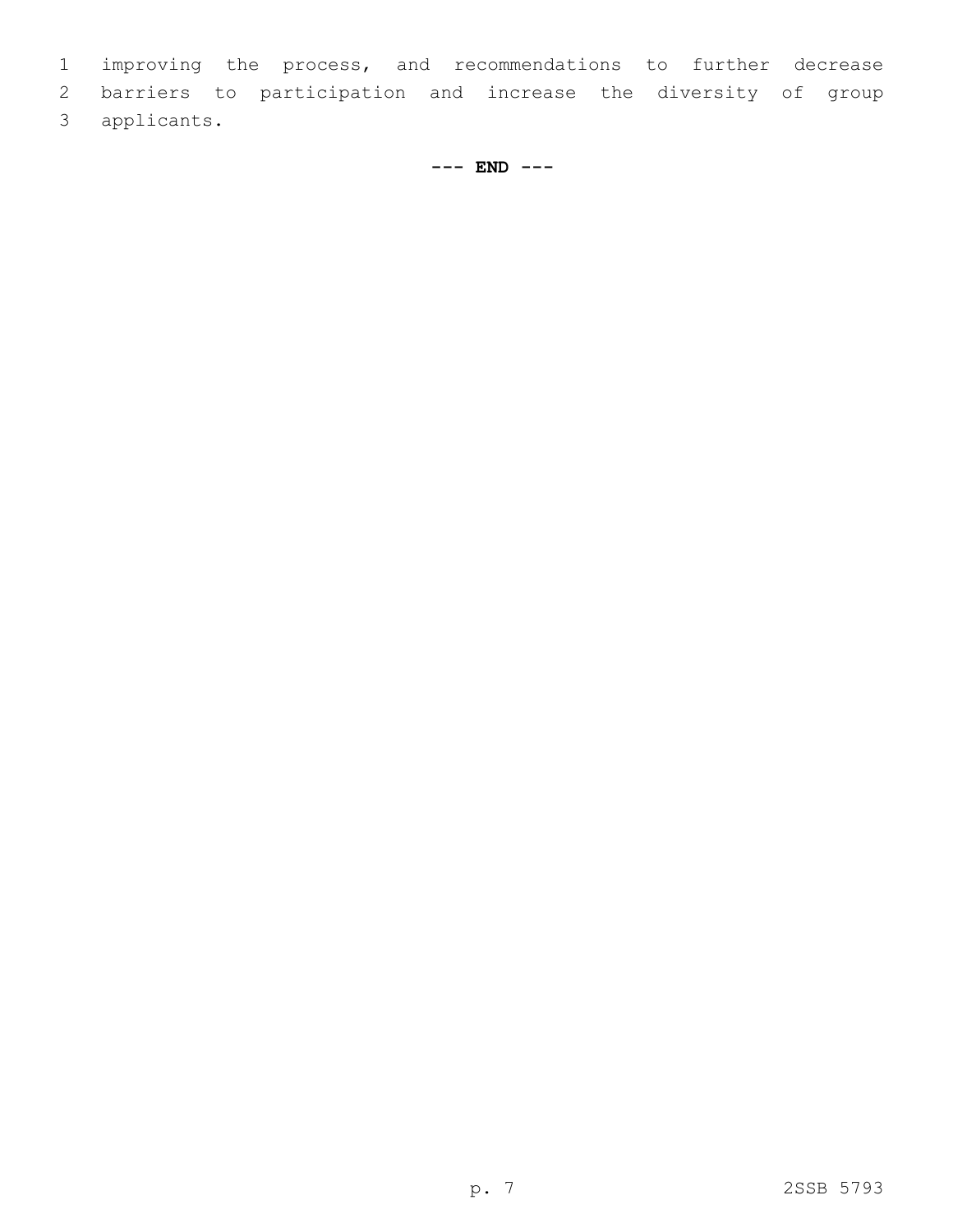improving the process, and recommendations to further decrease barriers to participation and increase the diversity of group applicants.

**--- END ---**